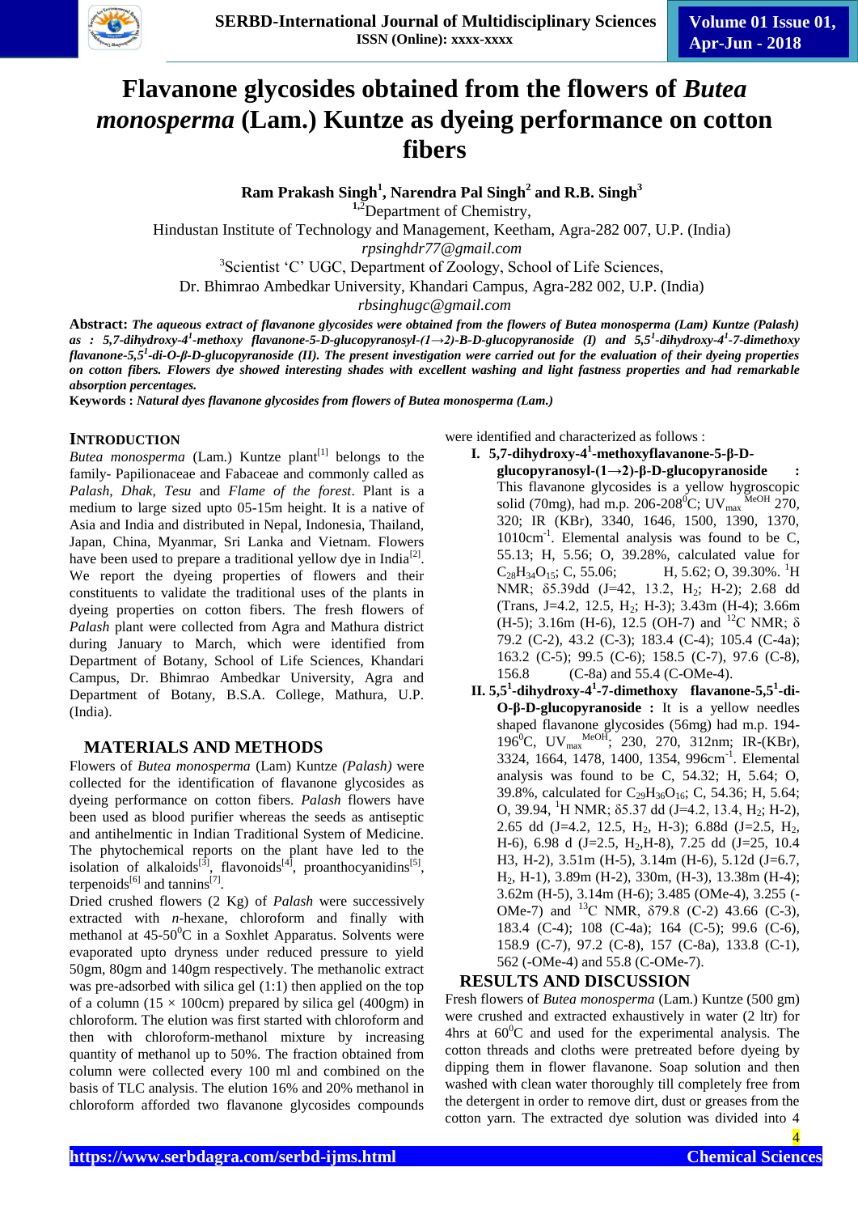# Flavanone glycosides obtained from the flowers of *Butea monosperma* (Lam.) Kuntze as dyeing performance on cotton fibers

**Ram Prakash Singh[1], Narendra Pal Singh[2] and R.B. Singh[3]**

[1,2]Department of Chemistry,
Hindustan Institute of Technology and Management, Keetham, Agra-282 007, U.P. (India)
*rpsinghdr77@gmail.com*
[3]Scientist 'C' UGC, Department of Zoology, School of Life Sciences,
Dr. Bhimrao Ambedkar University, Khandari Campus, Agra-282 002, U.P. (India)
*rbsinghugc@gmail.com*

**Abstract:** ***The aqueous extract of flavanone glycosides were obtained from the flowers of Butea monosperma (Lam) Kuntze (Palash) as : 5,7-dihydroxy-4$^1$-methoxy flavanone-5-D-glucopyranosyl-(1→2)-B-D-glucopyranoside (I) and 5,5$^1$-dihydroxy-4$^1$-7-dimethoxy flavanone-5,5$^1$-di-O-β-D-glucopyranoside (II). The present investigation were carried out for the evaluation of their dyeing properties on cotton fibers. Flowers dye showed interesting shades with excellent washing and light fastness properties and had remarkable absorption percentages.***

**Keywords :** *Natural dyes flavanone glycosides from flowers of Butea monosperma (Lam.)*

## INTRODUCTION

*Butea monosperma* (Lam.) Kuntze plant[1] belongs to the family- Papilionaceae and Fabaceae and commonly called as *Palash, Dhak, Tesu* and *Flame of the forest*. Plant is a medium to large sized upto 05-15m height. It is a native of Asia and India and distributed in Nepal, Indonesia, Thailand, Japan, China, Myanmar, Sri Lanka and Vietnam. Flowers have been used to prepare a traditional yellow dye in India[2]. We report the dyeing properties of flowers and their constituents to validate the traditional uses of the plants in dyeing properties on cotton fibers. The fresh flowers of *Palash* plant were collected from Agra and Mathura district during January to March, which were identified from Department of Botany, School of Life Sciences, Khandari Campus, Dr. Bhimrao Ambedkar University, Agra and Department of Botany, B.S.A. College, Mathura, U.P. (India).

## MATERIALS AND METHODS

Flowers of *Butea monosperma* (Lam) Kuntze *(Palash)* were collected for the identification of flavanone glycosides as dyeing performance on cotton fibers. *Palash* flowers have been used as blood purifier whereas the seeds as antiseptic and antihelmentic in Indian Traditional System of Medicine. The phytochemical reports on the plant have led to the isolation of alkaloids[3], flavonoids[4], proanthocyanidins[5], terpenoids[6] and tannins[7].

Dried crushed flowers (2 Kg) of *Palash* were successively extracted with *n*-hexane, chloroform and finally with methanol at 45-50$^0$C in a Soxhlet Apparatus. Solvents were evaporated upto dryness under reduced pressure to yield 50gm, 80gm and 140gm respectively. The methanolic extract was pre-adsorbed with silica gel (1:1) then applied on the top of a column (15 × 100cm) prepared by silica gel (400gm) in chloroform. The elution was first started with chloroform and then with chloroform-methanol mixture by increasing quantity of methanol up to 50%. The fraction obtained from column were collected every 100 ml and combined on the basis of TLC analysis. The elution 16% and 20% methanol in chloroform afforded two flavanone glycosides compounds were identified and characterized as follows :

I. **5,7-dihydroxy-4$^1$-methoxyflavanone-5-β-D-glucopyranosyl-(1→2)-β-D-glucopyranoside :** This flavanone glycosides is a yellow hygroscopic solid (70mg), had m.p. 206-208$^0$C; UV$_{max}^{MeOH}$ 270, 320; IR (KBr), 3340, 1646, 1500, 1390, 1370, 1010cm$^{-1}$. Elemental analysis was found to be C, 55.13; H, 5.56; O, 39.28%, calculated value for $C_{28}H_{34}O_{15}$; C, 55.06; H, 5.62; O, 39.30%. $^1$H NMR; δ5.39dd (J=42, 13.2, H$_2$; H-2); 2.68 dd (Trans, J=4.2, 12.5, H$_2$; H-3); 3.43m (H-4); 3.66m (H-5); 3.16m (H-6), 12.5 (OH-7) and $^{12}$C NMR; δ 79.2 (C-2), 43.2 (C-3); 183.4 (C-4); 105.4 (C-4a); 163.2 (C-5); 99.5 (C-6); 158.5 (C-7), 97.6 (C-8), 156.8 (C-8a) and 55.4 (C-OMe-4).

II. **5,5$^1$-dihydroxy-4$^1$-7-dimethoxy flavanone-5,5$^1$-di-O-β-D-glucopyranoside :** It is a yellow needles shaped flavanone glycosides (56mg) had m.p. 194-196$^0$C, UV$_{max}^{MeOH}$; 230, 270, 312nm; IR-(KBr), 3324, 1664, 1478, 1400, 1354, 996cm$^{-1}$. Elemental analysis was found to be C, 54.32; H, 5.64; O, 39.8%, calculated for $C_{29}H_{36}O_{16}$; C, 54.36; H, 5.64; O, 39.94, $^1$H NMR; δ5.37 dd (J=4.2, 13.4, H$_2$; H-2), 2.65 dd (J=4.2, 12.5, H$_2$, H-3); 6.88d (J=2.5, H$_2$, H-6), 6.98 d (J=2.5, H$_2$,H-8), 7.25 dd (J=25, 10.4 H3, H-2), 3.51m (H-5), 3.14m (H-6), 5.12d (J=6.7, H$_2$, H-1), 3.89m (H-2), 330m, (H-3), 13.38m (H-4); 3.62m (H-5), 3.14m (H-6); 3.485 (OMe-4), 3.255 (-OMe-7) and $^{13}$C NMR, δ79.8 (C-2) 43.66 (C-3), 183.4 (C-4); 108 (C-4a); 164 (C-5); 99.6 (C-6), 158.9 (C-7), 97.2 (C-8), 157 (C-8a), 133.8 (C-1), 562 (-OMe-4) and 55.8 (C-OMe-7).

## RESULTS AND DISCUSSION

Fresh flowers of *Butea monosperma* (Lam.) Kuntze (500 gm) were crushed and extracted exhaustively in water (2 ltr) for 4hrs at 60$^0$C and used for the experimental analysis. The cotton threads and cloths were pretreated before dyeing by dipping them in flower flavanone. Soap solution and then washed with clean water thoroughly till completely free from the detergent in order to remove dirt, dust or greases from the cotton yarn. The extracted dye solution was divided into 4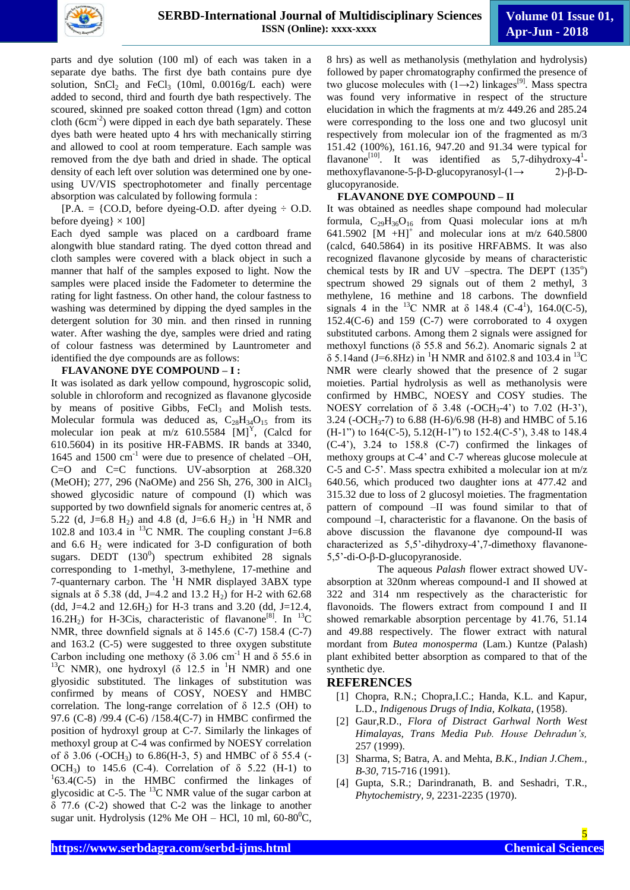parts and dye solution (100 ml) of each was taken in a separate dye baths. The first dye bath contains pure dye solution, $SnCl_2$ and $FeCl_3$ (10ml, 0.0016g/L each) were added to second, third and fourth dye bath respectively. The scoured, skinned pre soaked cotton thread (1gm) and cotton cloth ($6cm^{-2}$) were dipped in each dye bath separately. These dyes bath were heated upto 4 hrs with mechanically stirring and allowed to cool at room temperature. Each sample was removed from the dye bath and dried in shade. The optical density of each left over solution was determined one by one-using UV/VIS spectrophotometer and finally percentage absorption was calculated by following formula :

[P.A. = {CO.D, before dyeing-O.D. after dyeing ÷ O.D. before dyeing} × 100]

Each dyed sample was placed on a cardboard frame alongwith blue standard rating. The dyed cotton thread and cloth samples were covered with a black object in such a manner that half of the samples exposed to light. Now the samples were placed inside the Fadometer to determine the rating for light fastness. On other hand, the colour fastness to washing was determined by dipping the dyed samples in the detergent solution for 30 min. and then rinsed in running water. After washing the dye, samples were dried and rating of colour fastness was determined by Launtrometer and identified the dye compounds are as follows:

**FLAVANONE DYE COMPOUND – I :**

It was isolated as dark yellow compound, hygroscopic solid, soluble in chloroform and recognized as flavanone glycoside by means of positive Gibbs, $FeCl_3$ and Molish tests. Molecular formula was deduced as, $C_{28}H_{34}O_{15}$ from its molecular ion peak at m/z 610.5584 $[M]^{Y}$, (Calcd for 610.5604) in its positive HR-FABMS. IR bands at 3340, 1645 and 1500 $cm^{-1}$ were due to presence of chelated –OH, C=O and C=C functions. UV-absorption at 268.320 (MeOH); 277, 296 (NaOMe) and 256 Sh, 276, 300 in $AlCl_3$ showed glycosidic nature of compound (I) which was supported by two downfield signals for anomeric centres at, δ 5.22 (d, J=6.8 $H_2$) and 4.8 (d, J=6.6 $H_2$) in $^1H$ NMR and 102.8 and 103.4 in $^{13}C$ NMR. The coupling constant J=6.8 and 6.6 $H_2$ were indicated for 3-D configuration of both sugars. DEDT ($130^0$) spectrum exhibited 28 signals corresponding to 1-methyl, 3-methylene, 17-methine and 7-quanternary carbon. The $^1H$ NMR displayed 3ABX type signals at δ 5.38 (dd, J=4.2 and 13.2 $H_2$) for H-2 with 62.68 (dd, J=4.2 and 12.6$H_2$) for H-3 trans and 3.20 (dd, J=12.4, 16.2$H_2$) for H-3Cis, characteristic of flavanone[8]. In $^{13}C$ NMR, three downfield signals at δ 145.6 (C-7) 158.4 (C-7) and 163.2 (C-5) were suggested to three oxygen substitute Carbon including one methoxy (δ 3.06 $cm^{-1}$ H and δ 55.6 in $^{13}C$ NMR), one hydroxyl (δ 12.5 in $^1H$ NMR) and one glyosidic substituted. The linkages of substitution was confirmed by means of COSY, NOESY and HMBC correlation. The long-range correlation of δ 12.5 (OH) to 97.6 (C-8) /99.4 (C-6) /158.4(C-7) in HMBC confirmed the position of hydroxyl group at C-7. Similarly the linkages of methoxyl group at C-4 was confirmed by NOESY correlation of δ 3.06 ($-OCH_3$) to 6.86(H-3, 5) and HMBC of δ 55.4 ($-OCH_3$) to 145.6 (C-4). Correlation of δ 5.22 (H-1) to $^1$63.4(C-5) in the HMBC confirmed the linkages of glycosidic at C-5. The $^{13}C$ NMR value of the sugar carbon at δ 77.6 (C-2) showed that C-2 was the linkage to another sugar unit. Hydrolysis (12% Me OH – HCl, 10 ml, 60-$80^0$C, 8 hrs) as well as methanolysis (methylation and hydrolysis) followed by paper chromatography confirmed the presence of two glucose molecules with (1→2) linkages[9]. Mass spectra was found very informative in respect of the structure elucidation in which the fragments at m/z 449.26 and 285.24 were corresponding to the loss one and two glucosyl unit respectively from molecular ion of the fragmented as m/3 151.42 (100%), 161.16, 947.20 and 91.34 were typical for flavanone[10]. It was identified as 5,7-dihydroxy-4$^1$-methoxyflavanone-5-β-D-glucopyranosyl-(1→ 2)-β-D-glucopyranoside.

**FLAVANONE DYE COMPOUND – II**

It was obtained as needles shape compound had molecular formula, $C_{29}H_{36}O_{16}$ from Quasi molecular ions at m/h 641.5902 $[M+H]^+$ and molecular ions at m/z 640.5800 (calcd, 640.5864) in its positive HRFABMS. It was also recognized flavanone glycoside by means of characteristic chemical tests by IR and UV –spectra. The DEPT ($135^o$) spectrum showed 29 signals out of them 2 methyl, 3 methylene, 16 methine and 18 carbons. The downfield signals 4 in the $^{13}C$ NMR at δ 148.4 (C-4$^1$), 164.0(C-5), 152.4(C-6) and 159 (C-7) were corroborated to 4 oxygen substituted carbons. Among them 2 signals were assigned for methoxyl functions (δ 55.8 and 56.2). Anomeric signals 2 at δ 5.14and (J=6.8Hz) in $^1H$ NMR and δ102.8 and 103.4 in $^{13}C$ NMR were clearly showed that the presence of 2 sugar moieties. Partial hydrolysis as well as methanolysis were confirmed by HMBC, NOESY and COSY studies. The NOESY correlation of δ 3.48 ($-OCH_3$-4') to 7.02 (H-3'), 3.24 ($-OCH_3$-7) to 6.88 (H-6)/6.98 (H-8) and HMBC of 5.16 (H-1") to 164(C-5), 5.12(H-1") to 152.4(C-5'), 3.48 to 148.4 (C-4'), 3.24 to 158.8 (C-7) confirmed the linkages of methoxy groups at C-4' and C-7 whereas glucose molecule at C-5 and C-5'. Mass spectra exhibited a molecular ion at m/z 640.56, which produced two daughter ions at 477.42 and 315.32 due to loss of 2 glucosyl moieties. The fragmentation pattern of compound –II was found similar to that of compound –I, characteristic for a flavanone. On the basis of above discussion the flavanone dye compound-II was characterized as 5,5'-dihydroxy-4',7-dimethoxy flavanone-5,5'-di-O-β-D-glucopyranoside.

The aqueous *Palash* flower extract showed UV-absorption at 320nm whereas compound-I and II showed at 322 and 314 nm respectively as the characteristic for flavonoids. The flowers extract from compound I and II showed remarkable absorption percentage by 41.76, 51.14 and 49.88 respectively. The flower extract with natural mordant from *Butea monosperma* (Lam.) Kuntze (Palash) plant exhibited better absorption as compared to that of the synthetic dye.

## REFERENCES

[1] Chopra, R.N.; Chopra,I.C.; Handa, K.L. and Kapur, L.D., *Indigenous Drugs of India, Kolkata,* (1958).

[2] Gaur,R.D., *Flora of Distract Garhwal North West Himalayas, Trans Media Pub. House Dehradun's,* 257 (1999).

[3] Sharma, S; Batra, A. and Mehta, *B.K., Indian J.Chem., B-30,* 715-716 (1991).

[4] Gupta, S.R.; Darindranath, B. and Seshadri, T.R., *Phytochemistry, 9,* 2231-2235 (1970).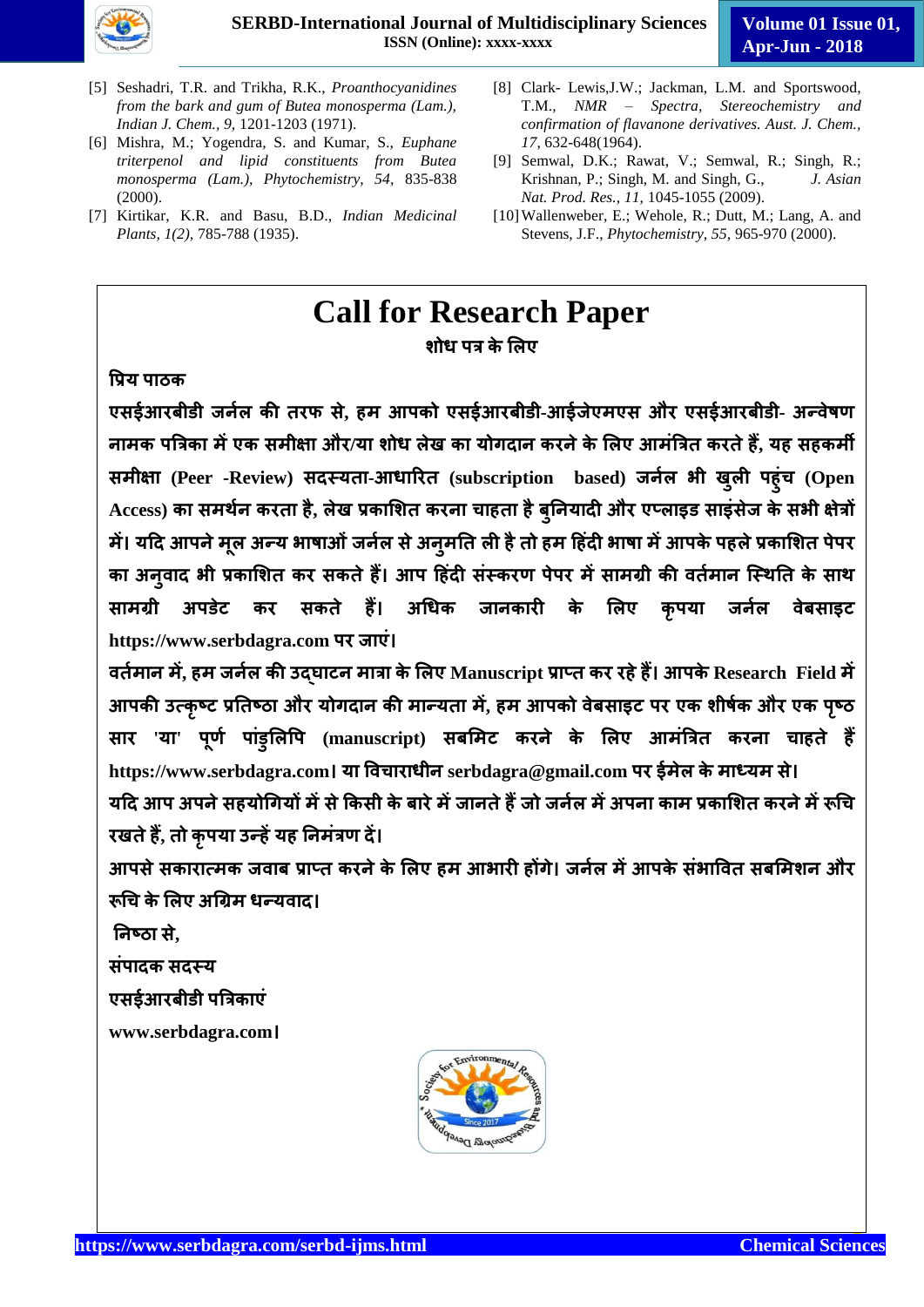[5] Seshadri, T.R. and Trikha, R.K., *Proanthocyanidines from the bark and gum of Butea monosperma (Lam.), Indian J. Chem., 9,* 1201-1203 (1971).

[6] Mishra, M.; Yogendra, S. and Kumar, S., *Euphane triterpenol and lipid constituents from Butea monosperma (Lam.), Phytochemistry, 54,* 835-838 (2000).

[7] Kirtikar, K.R. and Basu, B.D., *Indian Medicinal Plants, 1(2),* 785-788 (1935).

[8] Clark- Lewis,J.W.; Jackman, L.M. and Spotswood, T.M., *NMR – Spectra, Stereochemistry and confirmation of flavanone derivatives. Aust. J. Chem., 17,* 632-648(1964).

[9] Semwal, D.K.; Rawat, V.; Semwal, R.; Singh, R.; Krishnan, P.; Singh, M. and Singh, G., *J. Asian Nat. Prod. Res., 11,* 1045-1055 (2009).

[10] Wallenweber, E.; Wehole, R.; Dutt, M.; Lang, A. and Stevens, J.F., *Phytochemistry, 55,* 965-970 (2000).

# Call for Research Paper

**शोध पत्र के लिए**

**प्रिय पाठक**

**एसईआरबीडी जर्नल की तरफ से, हम आपको एसईआरबीडी-आईजेएमएस और एसईआरबीडी- अन्वेषण नामक पत्रिका में एक समीक्षा और/या शोध लेख का योगदान करने के लिए आमंत्रित करते हैं, यह सहकर्मी समीक्षा (Peer -Review) सदस्यता-आधारित (subscription based) जर्नल भी खुली पहुंच (Open Access) का समर्थन करता है, लेख प्रकाशित करना चाहता है बुनियादी और एप्लाइड साइंसेज के सभी क्षेत्रों में। यदि आपने मूल अन्य भाषाओं जर्नल से अनुमति ली है तो हम हिंदी भाषा में आपके पहले प्रकाशित पेपर का अनुवाद भी प्रकाशित कर सकते हैं। आप हिंदी संस्करण पेपर में सामग्री की वर्तमान स्थिति के साथ सामग्री अपडेट कर सकते हैं। अधिक जानकारी के लिए कृपया जर्नल वेबसाइट https://www.serbdagra.com पर जाएं।**

**वर्तमान में, हम जर्नल की उद्घाटन मात्रा के लिए Manuscript प्राप्त कर रहे हैं। आपके Research Field में आपकी उत्कृष्ट प्रतिष्ठा और योगदान की मान्यता में, हम आपको वेबसाइट पर एक शीर्षक और एक पृष्ठ सार 'या' पूर्ण पांडुलिपि (manuscript) सबमिट करने के लिए आमंत्रित करना चाहते हैं https://www.serbdagra.com। या विचाराधीन serbdagra@gmail.com पर ईमेल के माध्यम से।**

**यदि आप अपने सहयोगियों में से किसी के बारे में जानते हैं जो जर्नल में अपना काम प्रकाशित करने में रुचि रखते हैं, तो कृपया उन्हें यह निमंत्रण दें।**

**आपसे सकारात्मक जवाब प्राप्त करने के लिए हम आभारी होंगे। जर्नल में आपके संभावित सबमिशन और रुचि के लिए अग्रिम धन्यवाद।**

**निष्ठा से,**

**संपादक सदस्य**

**एसईआरबीडी पत्रिकाएं**

**www.serbdagra.com।**